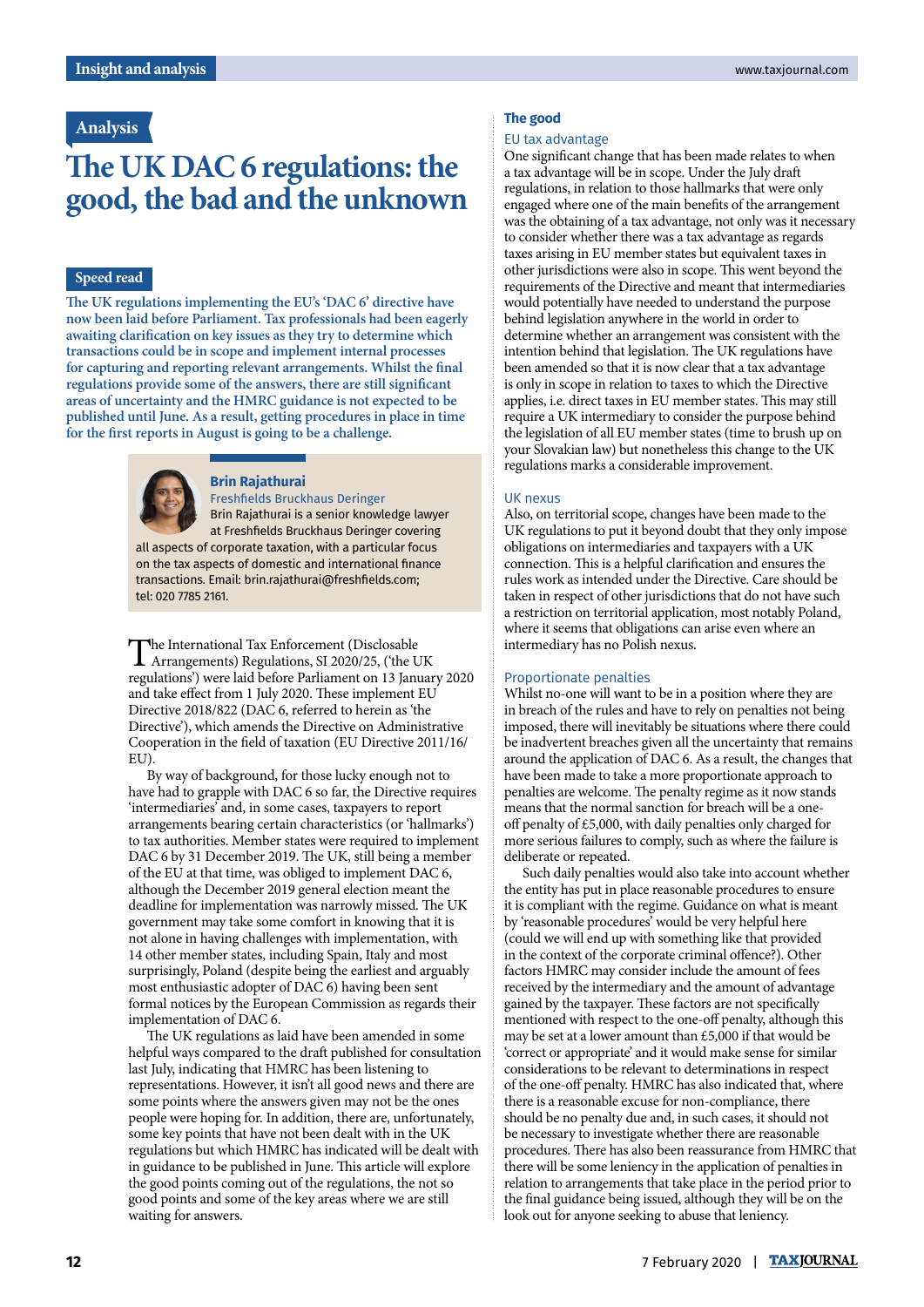Analysis

# The UK DAC 6 regulations: the good, the bad and the unknown

**Speed read**

**The UK regulations implementing the EU's 'DAC 6' directive have now been laid before Parliament. Tax professionals had been eagerly awaiting clarification on key issues as they try to determine which transactions could be in scope and implement internal processes for capturing and reporting relevant arrangements. Whilst the final regulations provide some of the answers, there are still significant areas of uncertainty and the HMRC guidance is not expected to be published until June. As a result, getting procedures in place in time for the first reports in August is going to be a challenge.**

**Brin Rajathurai**
Freshfields Bruckhaus Deringer

Brin Rajathurai is a senior knowledge lawyer at Freshfields Bruckhaus Deringer covering all aspects of corporate taxation, with a particular focus on the tax aspects of domestic and international finance transactions. Email: brin.rajathurai@freshfields.com; tel: 020 7785 2161.

The International Tax Enforcement (Disclosable Arrangements) Regulations, SI 2020/25, ('the UK regulations') were laid before Parliament on 13 January 2020 and take effect from 1 July 2020. These implement EU Directive 2018/822 (DAC 6, referred to herein as 'the Directive'), which amends the Directive on Administrative Cooperation in the field of taxation (EU Directive 2011/16/EU).

By way of background, for those lucky enough not to have had to grapple with DAC 6 so far, the Directive requires 'intermediaries' and, in some cases, taxpayers to report arrangements bearing certain characteristics (or 'hallmarks') to tax authorities. Member states were required to implement DAC 6 by 31 December 2019. The UK, still being a member of the EU at that time, was obliged to implement DAC 6, although the December 2019 general election meant the deadline for implementation was narrowly missed. The UK government may take some comfort in knowing that it is not alone in having challenges with implementation, with 14 other member states, including Spain, Italy and most surprisingly, Poland (despite being the earliest and arguably most enthusiastic adopter of DAC 6) having been sent formal notices by the European Commission as regards their implementation of DAC 6.

The UK regulations as laid have been amended in some helpful ways compared to the draft published for consultation last July, indicating that HMRC has been listening to representations. However, it isn't all good news and there are some points where the answers given may not be the ones people were hoping for. In addition, there are, unfortunately, some key points that have not been dealt with in the UK regulations but which HMRC has indicated will be dealt with in guidance to be published in June. This article will explore the good points coming out of the regulations, the not so good points and some of the key areas where we are still waiting for answers.

## The good

### EU tax advantage

One significant change that has been made relates to when a tax advantage will be in scope. Under the July draft regulations, in relation to those hallmarks that were only engaged where one of the main benefits of the arrangement was the obtaining of a tax advantage, not only was it necessary to consider whether there was a tax advantage as regards taxes arising in EU member states but equivalent taxes in other jurisdictions were also in scope. This went beyond the requirements of the Directive and meant that intermediaries would potentially have needed to understand the purpose behind legislation anywhere in the world in order to determine whether an arrangement was consistent with the intention behind that legislation. The UK regulations have been amended so that it is now clear that a tax advantage is only in scope in relation to taxes to which the Directive applies, i.e. direct taxes in EU member states. This may still require a UK intermediary to consider the purpose behind the legislation of all EU member states (time to brush up on your Slovakian law) but nonetheless this change to the UK regulations marks a considerable improvement.

### UK nexus

Also, on territorial scope, changes have been made to the UK regulations to put it beyond doubt that they only impose obligations on intermediaries and taxpayers with a UK connection. This is a helpful clarification and ensures the rules work as intended under the Directive. Care should be taken in respect of other jurisdictions that do not have such a restriction on territorial application, most notably Poland, where it seems that obligations can arise even where an intermediary has no Polish nexus.

### Proportionate penalties

Whilst no-one will want to be in a position where they are in breach of the rules and have to rely on penalties not being imposed, there will inevitably be situations where there could be inadvertent breaches given all the uncertainty that remains around the application of DAC 6. As a result, the changes that have been made to take a more proportionate approach to penalties are welcome. The penalty regime as it now stands means that the normal sanction for breach will be a one-off penalty of £5,000, with daily penalties only charged for more serious failures to comply, such as where the failure is deliberate or repeated.

Such daily penalties would also take into account whether the entity has put in place reasonable procedures to ensure it is compliant with the regime. Guidance on what is meant by 'reasonable procedures' would be very helpful here (could we will end up with something like that provided in the context of the corporate criminal offence?). Other factors HMRC may consider include the amount of fees received by the intermediary and the amount of advantage gained by the taxpayer. These factors are not specifically mentioned with respect to the one-off penalty, although this may be set at a lower amount than £5,000 if that would be 'correct or appropriate' and it would make sense for similar considerations to be relevant to determinations in respect of the one-off penalty. HMRC has also indicated that, where there is a reasonable excuse for non-compliance, there should be no penalty due and, in such cases, it should not be necessary to investigate whether there are reasonable procedures. There has also been reassurance from HMRC that there will be some leniency in the application of penalties in relation to arrangements that take place in the period prior to the final guidance being issued, although they will be on the look out for anyone seeking to abuse that leniency.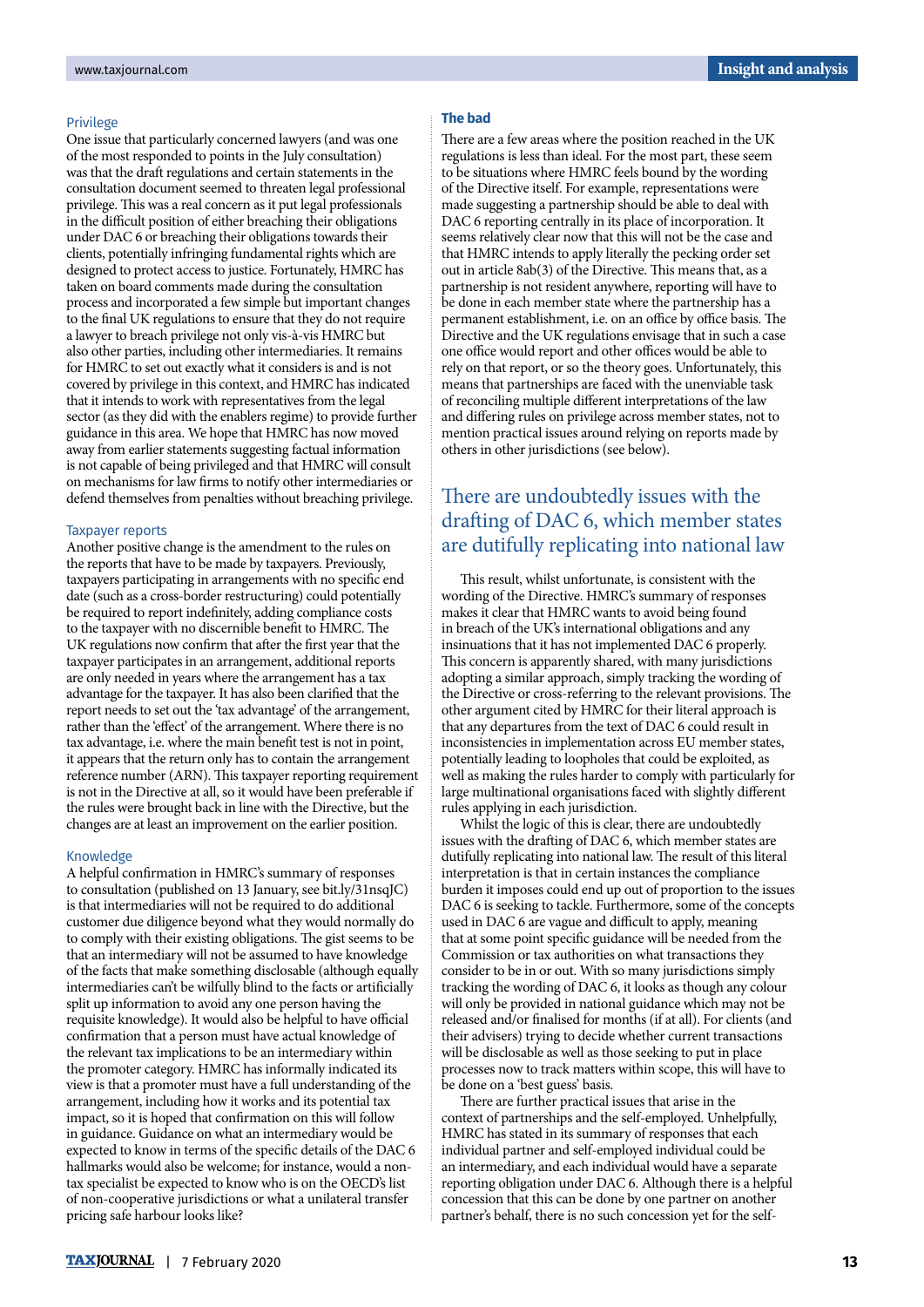### Privilege

One issue that particularly concerned lawyers (and was one of the most responded to points in the July consultation) was that the draft regulations and certain statements in the consultation document seemed to threaten legal professional privilege. This was a real concern as it put legal professionals in the difficult position of either breaching their obligations under DAC 6 or breaching their obligations towards their clients, potentially infringing fundamental rights which are designed to protect access to justice. Fortunately, HMRC has taken on board comments made during the consultation process and incorporated a few simple but important changes to the final UK regulations to ensure that they do not require a lawyer to breach privilege not only vis-à-vis HMRC but also other parties, including other intermediaries. It remains for HMRC to set out exactly what it considers is and is not covered by privilege in this context, and HMRC has indicated that it intends to work with representatives from the legal sector (as they did with the enablers regime) to provide further guidance in this area. We hope that HMRC has now moved away from earlier statements suggesting factual information is not capable of being privileged and that HMRC will consult on mechanisms for law firms to notify other intermediaries or defend themselves from penalties without breaching privilege.

### Taxpayer reports

Another positive change is the amendment to the rules on the reports that have to be made by taxpayers. Previously, taxpayers participating in arrangements with no specific end date (such as a cross-border restructuring) could potentially be required to report indefinitely, adding compliance costs to the taxpayer with no discernible benefit to HMRC. The UK regulations now confirm that after the first year that the taxpayer participates in an arrangement, additional reports are only needed in years where the arrangement has a tax advantage for the taxpayer. It has also been clarified that the report needs to set out the 'tax advantage' of the arrangement, rather than the 'effect' of the arrangement. Where there is no tax advantage, i.e. where the main benefit test is not in point, it appears that the return only has to contain the arrangement reference number (ARN). This taxpayer reporting requirement is not in the Directive at all, so it would have been preferable if the rules were brought back in line with the Directive, but the changes are at least an improvement on the earlier position.

### Knowledge

A helpful confirmation in HMRC's summary of responses to consultation (published on 13 January, see bit.ly/31nsqJC) is that intermediaries will not be required to do additional customer due diligence beyond what they would normally do to comply with their existing obligations. The gist seems to be that an intermediary will not be assumed to have knowledge of the facts that make something disclosable (although equally intermediaries can't be wilfully blind to the facts or artificially split up information to avoid any one person having the requisite knowledge). It would also be helpful to have official confirmation that a person must have actual knowledge of the relevant tax implications to be an intermediary within the promoter category. HMRC has informally indicated its view is that a promoter must have a full understanding of the arrangement, including how it works and its potential tax impact, so it is hoped that confirmation on this will follow in guidance. Guidance on what an intermediary would be expected to know in terms of the specific details of the DAC 6 hallmarks would also be welcome; for instance, would a non-tax specialist be expected to know who is on the OECD's list of non-cooperative jurisdictions or what a unilateral transfer pricing safe harbour looks like?

### The bad

There are a few areas where the position reached in the UK regulations is less than ideal. For the most part, these seem to be situations where HMRC feels bound by the wording of the Directive itself. For example, representations were made suggesting a partnership should be able to deal with DAC 6 reporting centrally in its place of incorporation. It seems relatively clear now that this will not be the case and that HMRC intends to apply literally the pecking order set out in article 8ab(3) of the Directive. This means that, as a partnership is not resident anywhere, reporting will have to be done in each member state where the partnership has a permanent establishment, i.e. on an office by office basis. The Directive and the UK regulations envisage that in such a case one office would report and other offices would be able to rely on that report, or so the theory goes. Unfortunately, this means that partnerships are faced with the unenviable task of reconciling multiple different interpretations of the law and differing rules on privilege across member states, not to mention practical issues around relying on reports made by others in other jurisdictions (see below).

> There are undoubtedly issues with the drafting of DAC 6, which member states are dutifully replicating into national law

This result, whilst unfortunate, is consistent with the wording of the Directive. HMRC's summary of responses makes it clear that HMRC wants to avoid being found in breach of the UK's international obligations and any insinuations that it has not implemented DAC 6 properly. This concern is apparently shared, with many jurisdictions adopting a similar approach, simply tracking the wording of the Directive or cross-referring to the relevant provisions. The other argument cited by HMRC for their literal approach is that any departures from the text of DAC 6 could result in inconsistencies in implementation across EU member states, potentially leading to loopholes that could be exploited, as well as making the rules harder to comply with particularly for large multinational organisations faced with slightly different rules applying in each jurisdiction.

Whilst the logic of this is clear, there are undoubtedly issues with the drafting of DAC 6, which member states are dutifully replicating into national law. The result of this literal interpretation is that in certain instances the compliance burden it imposes could end up out of proportion to the issues DAC 6 is seeking to tackle. Furthermore, some of the concepts used in DAC 6 are vague and difficult to apply, meaning that at some point specific guidance will be needed from the Commission or tax authorities on what transactions they consider to be in or out. With so many jurisdictions simply tracking the wording of DAC 6, it looks as though any colour will only be provided in national guidance which may not be released and/or finalised for months (if at all). For clients (and their advisers) trying to decide whether current transactions will be disclosable as well as those seeking to put in place processes now to track matters within scope, this will have to be done on a 'best guess' basis.

There are further practical issues that arise in the context of partnerships and the self-employed. Unhelpfully, HMRC has stated in its summary of responses that each individual partner and self-employed individual could be an intermediary, and each individual would have a separate reporting obligation under DAC 6. Although there is a helpful concession that this can be done by one partner on another partner's behalf, there is no such concession yet for the self-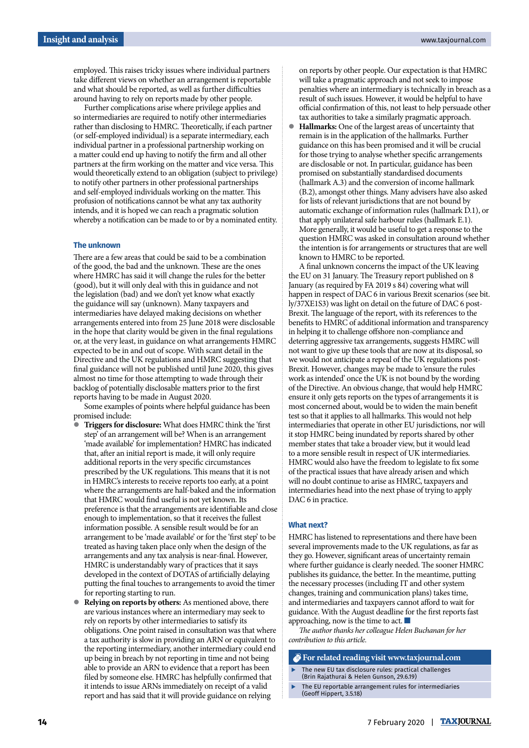employed. This raises tricky issues where individual partners take different views on whether an arrangement is reportable and what should be reported, as well as further difficulties around having to rely on reports made by other people.

Further complications arise where privilege applies and so intermediaries are required to notify other intermediaries rather than disclosing to HMRC. Theoretically, if each partner (or self-employed individual) is a separate intermediary, each individual partner in a professional partnership working on a matter could end up having to notify the firm and all other partners at the firm working on the matter and vice versa. This would theoretically extend to an obligation (subject to privilege) to notify other partners in other professional partnerships and self-employed individuals working on the matter. This profusion of notifications cannot be what any tax authority intends, and it is hoped we can reach a pragmatic solution whereby a notification can be made to or by a nominated entity.

### The unknown

There are a few areas that could be said to be a combination of the good, the bad and the unknown. These are the ones where HMRC has said it will change the rules for the better (good), but it will only deal with this in guidance and not the legislation (bad) and we don't yet know what exactly the guidance will say (unknown). Many taxpayers and intermediaries have delayed making decisions on whether arrangements entered into from 25 June 2018 were disclosable in the hope that clarity would be given in the final regulations or, at the very least, in guidance on what arrangements HMRC expected to be in and out of scope. With scant detail in the Directive and the UK regulations and HMRC suggesting that final guidance will not be published until June 2020, this gives almost no time for those attempting to wade through their backlog of potentially disclosable matters prior to the first reports having to be made in August 2020.

Some examples of points where helpful guidance has been promised include:

- **Triggers for disclosure:** What does HMRC think the 'first step' of an arrangement will be? When is an arrangement 'made available' for implementation? HMRC has indicated that, after an initial report is made, it will only require additional reports in the very specific circumstances prescribed by the UK regulations. This means that it is not in HMRC's interests to receive reports too early, at a point where the arrangements are half-baked and the information that HMRC would find useful is not yet known. Its preference is that the arrangements are identifiable and close enough to implementation, so that it receives the fullest information possible. A sensible result would be for an arrangement to be 'made available' or for the 'first step' to be treated as having taken place only when the design of the arrangements and any tax analysis is near-final. However, HMRC is understandably wary of practices that it says developed in the context of DOTAS of artificially delaying putting the final touches to arrangements to avoid the timer for reporting starting to run.
- **Relying on reports by others:** As mentioned above, there are various instances where an intermediary may seek to rely on reports by other intermediaries to satisfy its obligations. One point raised in consultation was that where a tax authority is slow in providing an ARN or equivalent to the reporting intermediary, another intermediary could end up being in breach by not reporting in time and not being able to provide an ARN to evidence that a report has been filed by someone else. HMRC has helpfully confirmed that it intends to issue ARNs immediately on receipt of a valid report and has said that it will provide guidance on relying on reports by other people. Our expectation is that HMRC will take a pragmatic approach and not seek to impose penalties where an intermediary is technically in breach as a result of such issues. However, it would be helpful to have official confirmation of this, not least to help persuade other tax authorities to take a similarly pragmatic approach.
- **Hallmarks:** One of the largest areas of uncertainty that remain is in the application of the hallmarks. Further guidance on this has been promised and it will be crucial for those trying to analyse whether specific arrangements are disclosable or not. In particular, guidance has been promised on substantially standardised documents (hallmark A.3) and the conversion of income hallmark (B.2), amongst other things. Many advisers have also asked for lists of relevant jurisdictions that are not bound by automatic exchange of information rules (hallmark D.1), or that apply unilateral safe harbour rules (hallmark E.1). More generally, it would be useful to get a response to the question HMRC was asked in consultation around whether the intention is for arrangements or structures that are well known to HMRC to be reported.

A final unknown concerns the impact of the UK leaving the EU on 31 January. The Treasury report published on 8 January (as required by FA 2019 s 84) covering what will happen in respect of DAC 6 in various Brexit scenarios (see bit.ly/37XE1S3) was light on detail on the future of DAC 6 post-Brexit. The language of the report, with its references to the benefits to HMRC of additional information and transparency in helping it to challenge offshore non-compliance and deterring aggressive tax arrangements, suggests HMRC will not want to give up these tools that are now at its disposal, so we would not anticipate a repeal of the UK regulations post-Brexit. However, changes may be made to 'ensure the rules work as intended' once the UK is not bound by the wording of the Directive. An obvious change, that would help HMRC ensure it only gets reports on the types of arrangements it is most concerned about, would be to widen the main benefit test so that it applies to all hallmarks. This would not help intermediaries that operate in other EU jurisdictions, nor will it stop HMRC being inundated by reports shared by other member states that take a broader view, but it would lead to a more sensible result in respect of UK intermediaries. HMRC would also have the freedom to legislate to fix some of the practical issues that have already arisen and which will no doubt continue to arise as HMRC, taxpayers and intermediaries head into the next phase of trying to apply DAC 6 in practice.

### What next?

HMRC has listened to representations and there have been several improvements made to the UK regulations, as far as they go. However, significant areas of uncertainty remain where further guidance is clearly needed. The sooner HMRC publishes its guidance, the better. In the meantime, putting the necessary processes (including IT and other system changes, training and communication plans) takes time, and intermediaries and taxpayers cannot afford to wait for guidance. With the August deadline for the first reports fast approaching, now is the time to act. ■

*The author thanks her colleague Helen Buchanan for her contribution to this article.*

**For related reading visit www.taxjournal.com**

- The new EU tax disclosure rules: practical challenges (Brin Rajathurai & Helen Gunson, 29.6.19)
- The EU reportable arrangement rules for intermediaries (Geoff Hippert, 3.5.18)